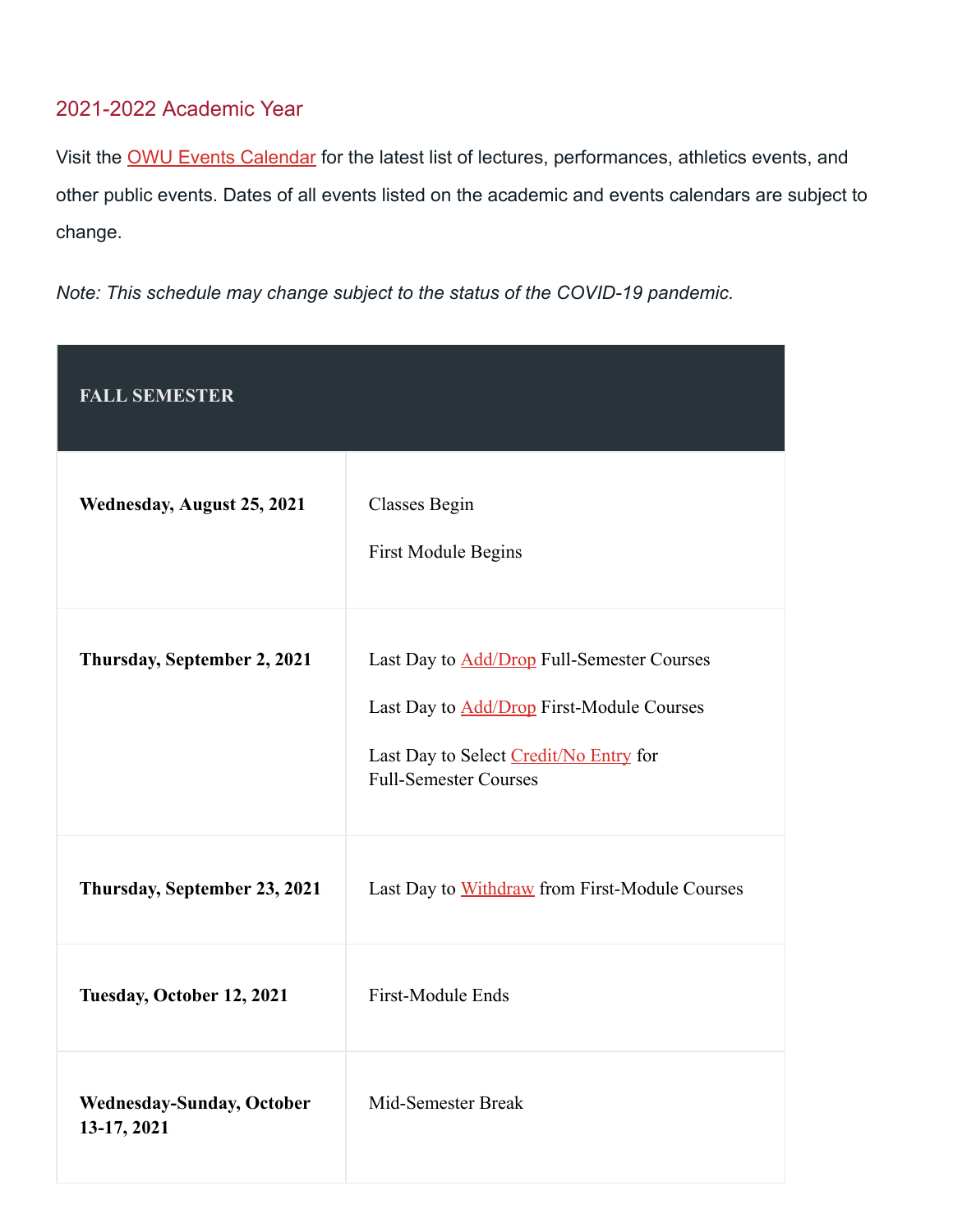## 2021-2022 Academic Year

Visit the [OWU Events Calendar] for the latest list of lectures, performances, athletics events, and other public events. Dates of all events listed on the academic and events calendars are subject to change.

*Note: This schedule may change subject to the status of the COVID-19 pandemic.*

| **FALL SEMESTER** | |
|---|---|
| **Wednesday, August 25, 2021** | Classes Begin<br><br>First Module Begins |
| **Thursday, September 2, 2021** | Last Day to Add/Drop Full-Semester Courses<br><br>Last Day to Add/Drop First-Module Courses<br><br>Last Day to Select Credit/No Entry for Full-Semester Courses |
| **Thursday, September 23, 2021** | Last Day to Withdraw from First-Module Courses |
| **Tuesday, October 12, 2021** | First-Module Ends |
| **Wednesday-Sunday, October 13-17, 2021** | Mid-Semester Break |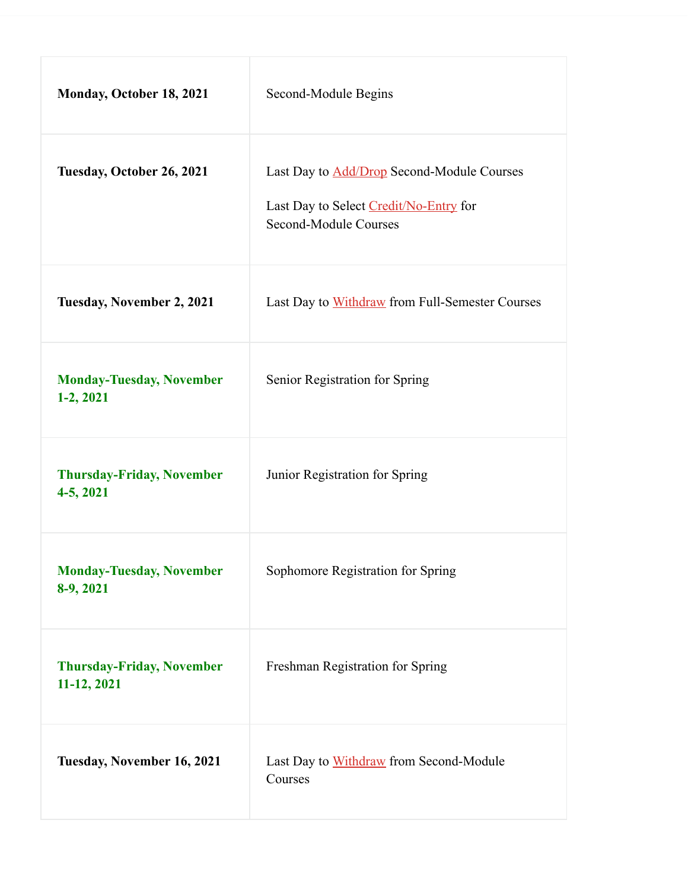| | |
|---|---|
| **Monday, October 18, 2021** | Second-Module Begins |
| **Tuesday, October 26, 2021** | Last Day to Add/Drop Second-Module Courses<br><br>Last Day to Select Credit/No-Entry for Second-Module Courses |
| **Tuesday, November 2, 2021** | Last Day to Withdraw from Full-Semester Courses |
| **Monday-Tuesday, November 1-2, 2021** | Senior Registration for Spring |
| **Thursday-Friday, November 4-5, 2021** | Junior Registration for Spring |
| **Monday-Tuesday, November 8-9, 2021** | Sophomore Registration for Spring |
| **Thursday-Friday, November 11-12, 2021** | Freshman Registration for Spring |
| **Tuesday, November 16, 2021** | Last Day to Withdraw from Second-Module Courses |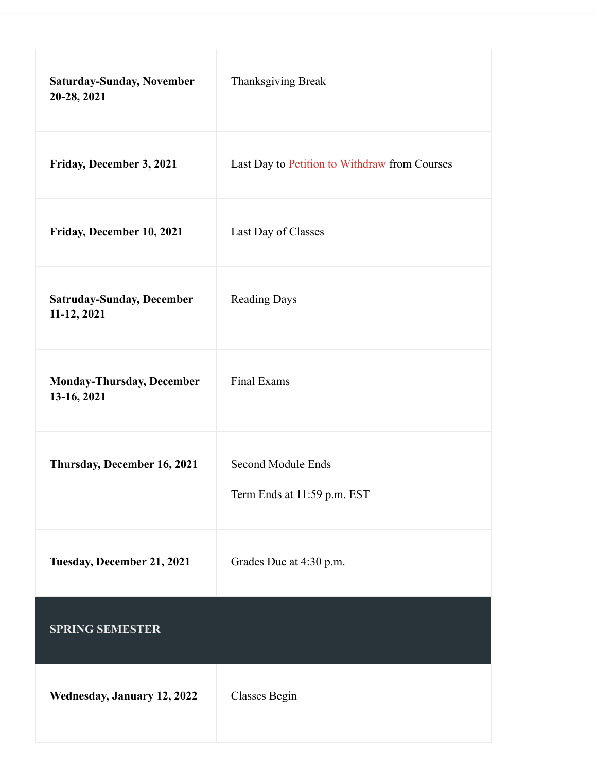| | |
|---|---|
| **Saturday-Sunday, November 20-28, 2021** | Thanksgiving Break |
| **Friday, December 3, 2021** | Last Day to Petition to Withdraw from Courses |
| **Friday, December 10, 2021** | Last Day of Classes |
| **Satruday-Sunday, December 11-12, 2021** | Reading Days |
| **Monday-Thursday, December 13-16, 2021** | Final Exams |
| **Thursday, December 16, 2021** | Second Module Ends<br><br>Term Ends at 11:59 p.m. EST |
| **Tuesday, December 21, 2021** | Grades Due at 4:30 p.m. |
| **SPRING SEMESTER** | |
| **Wednesday, January 12, 2022** | Classes Begin |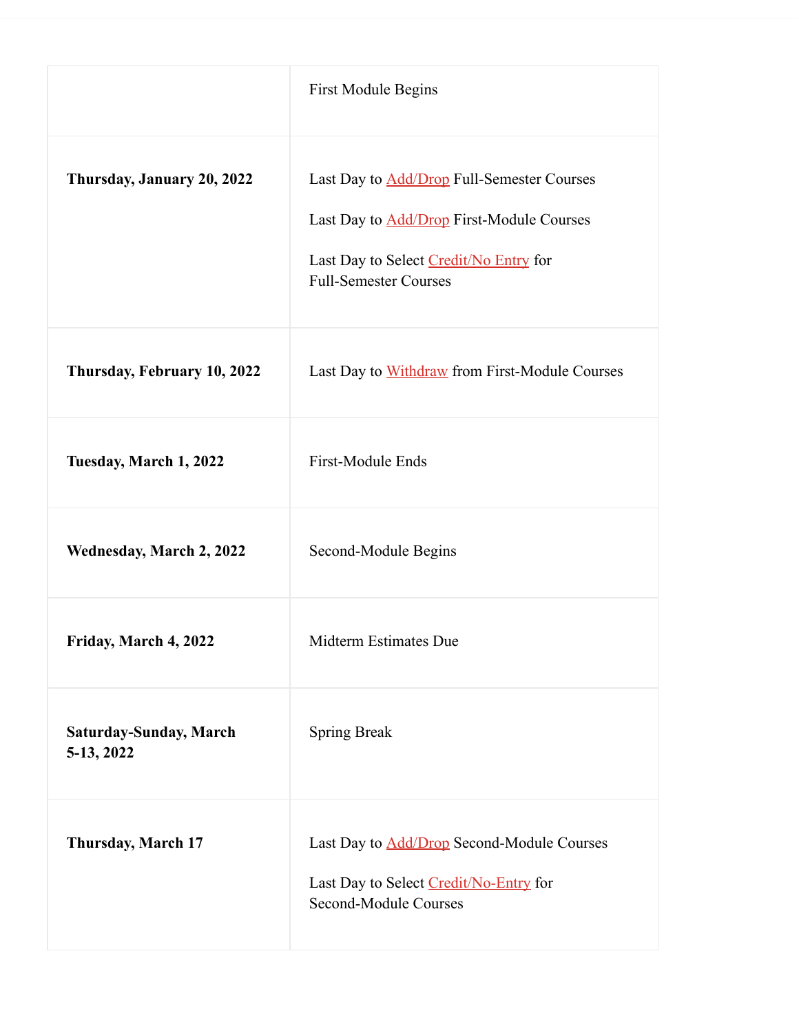| | |
|---|---|
| | First Module Begins |
| **Thursday, January 20, 2022** | Last Day to Add/Drop Full-Semester Courses<br><br>Last Day to Add/Drop First-Module Courses<br><br>Last Day to Select Credit/No Entry for Full-Semester Courses |
| **Thursday, February 10, 2022** | Last Day to Withdraw from First-Module Courses |
| **Tuesday, March 1, 2022** | First-Module Ends |
| **Wednesday, March 2, 2022** | Second-Module Begins |
| **Friday, March 4, 2022** | Midterm Estimates Due |
| **Saturday-Sunday, March 5-13, 2022** | Spring Break |
| **Thursday, March 17** | Last Day to Add/Drop Second-Module Courses<br><br>Last Day to Select Credit/No-Entry for Second-Module Courses |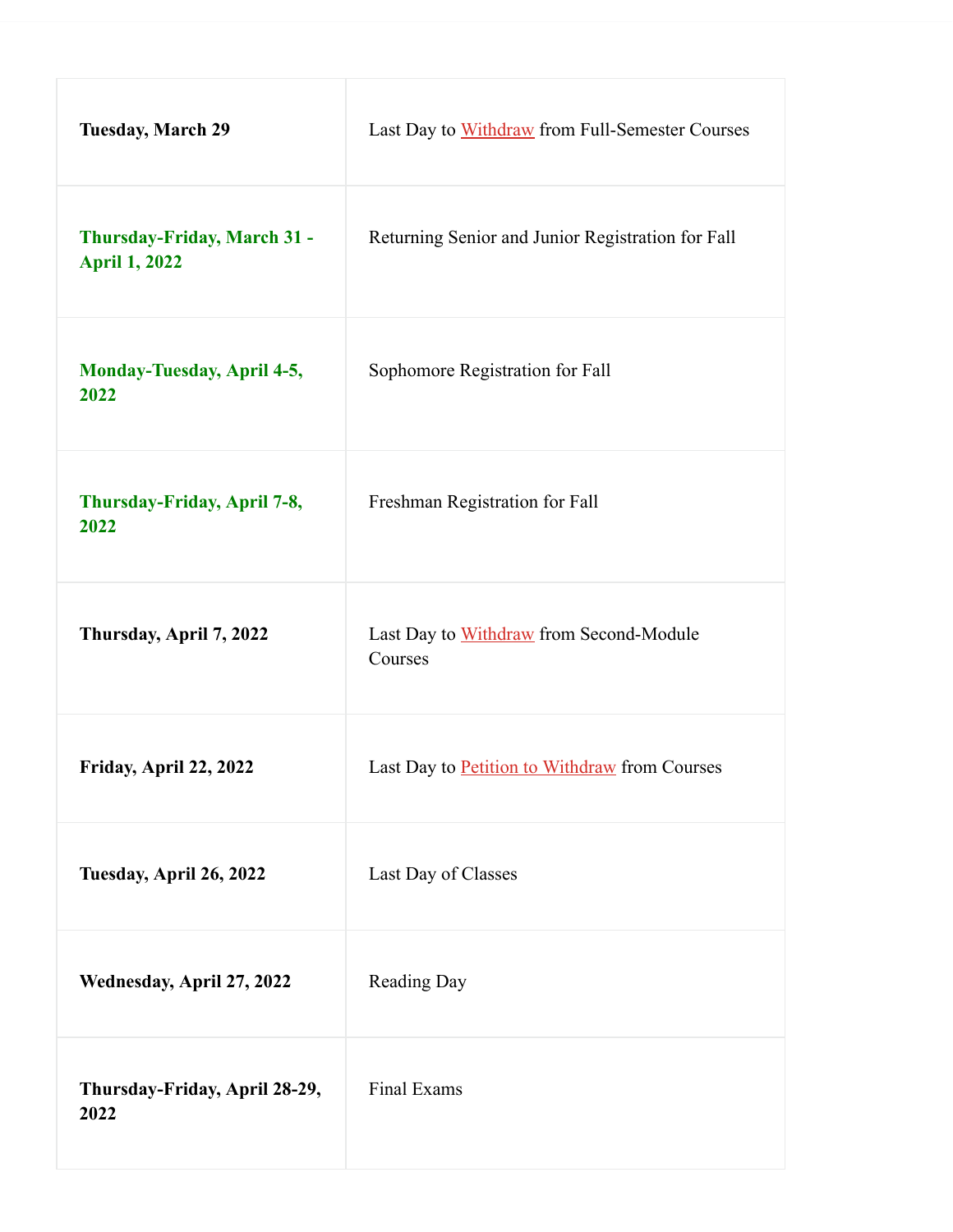| | |
|---|---|
| **Tuesday, March 29** | Last Day to Withdraw from Full-Semester Courses |
| **Thursday-Friday, March 31 - April 1, 2022** | Returning Senior and Junior Registration for Fall |
| **Monday-Tuesday, April 4-5, 2022** | Sophomore Registration for Fall |
| **Thursday-Friday, April 7-8, 2022** | Freshman Registration for Fall |
| **Thursday, April 7, 2022** | Last Day to Withdraw from Second-Module Courses |
| **Friday, April 22, 2022** | Last Day to Petition to Withdraw from Courses |
| **Tuesday, April 26, 2022** | Last Day of Classes |
| **Wednesday, April 27, 2022** | Reading Day |
| **Thursday-Friday, April 28-29, 2022** | Final Exams |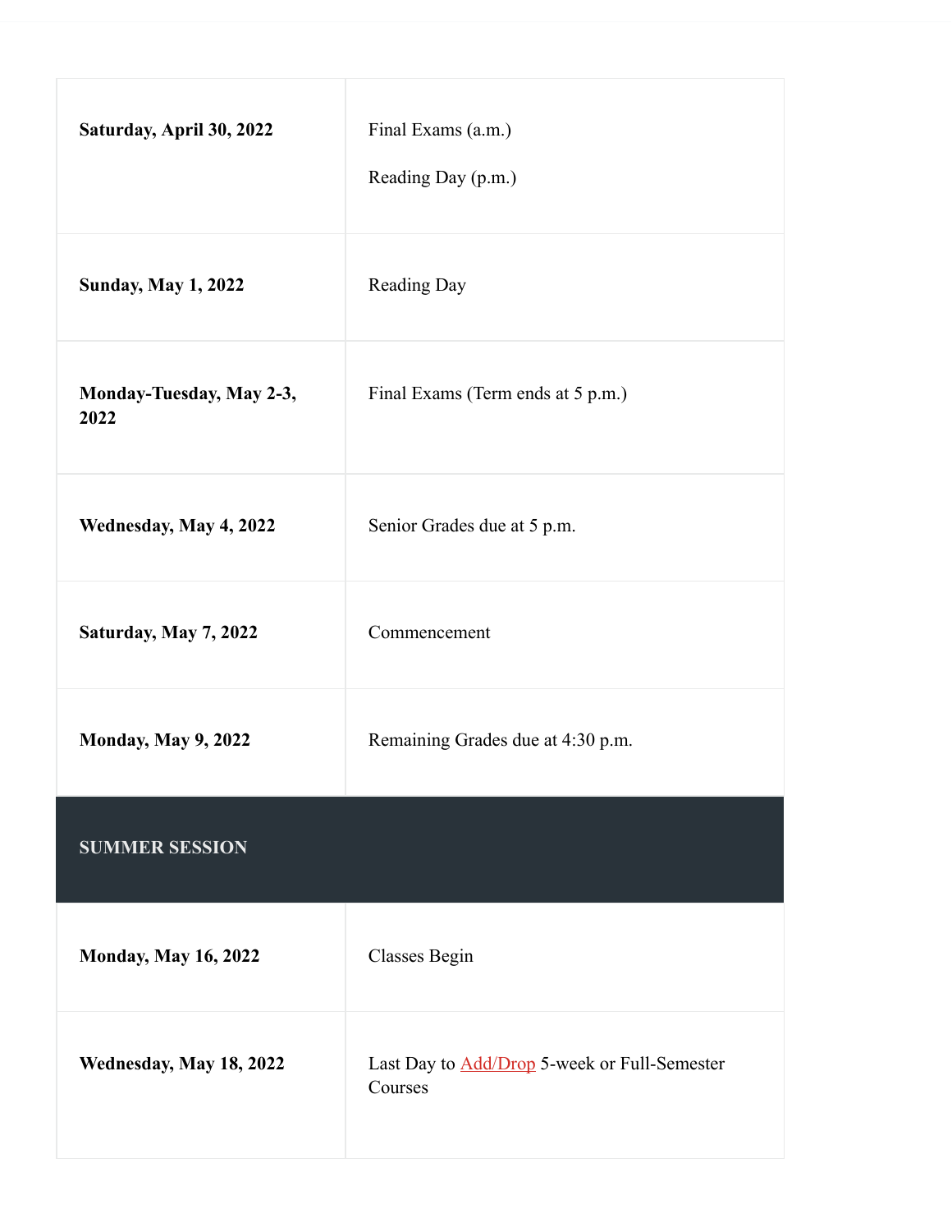| | |
|---|---|
| **Saturday, April 30, 2022** | Final Exams (a.m.)<br><br>Reading Day (p.m.) |
| **Sunday, May 1, 2022** | Reading Day |
| **Monday-Tuesday, May 2-3, 2022** | Final Exams (Term ends at 5 p.m.) |
| **Wednesday, May 4, 2022** | Senior Grades due at 5 p.m. |
| **Saturday, May 7, 2022** | Commencement |
| **Monday, May 9, 2022** | Remaining Grades due at 4:30 p.m. |
| **SUMMER SESSION** | |
| **Monday, May 16, 2022** | Classes Begin |
| **Wednesday, May 18, 2022** | Last Day to Add/Drop 5-week or Full-Semester Courses |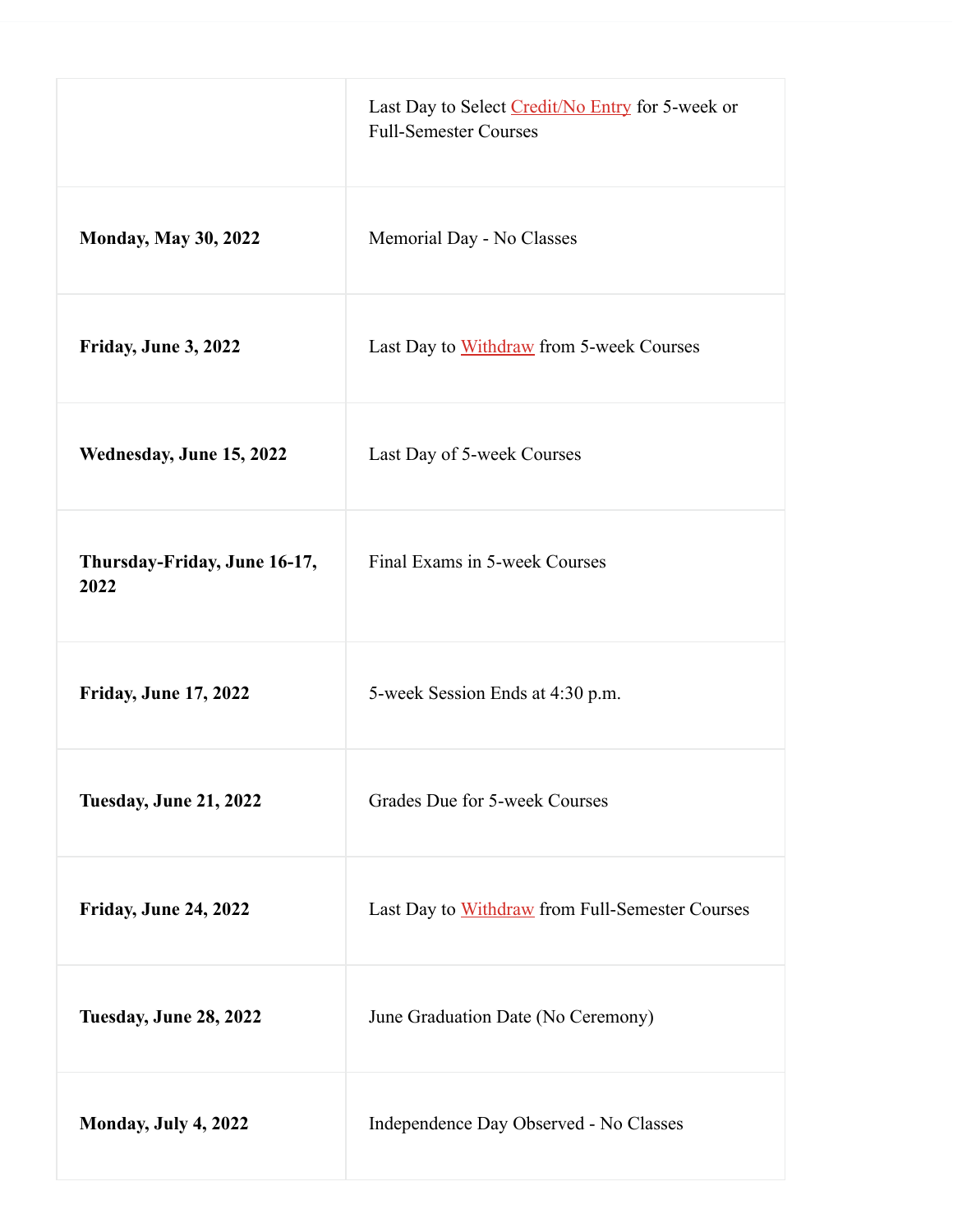| | |
|---|---|
| | Last Day to Select Credit/No Entry for 5-week or Full-Semester Courses |
| **Monday, May 30, 2022** | Memorial Day - No Classes |
| **Friday, June 3, 2022** | Last Day to Withdraw from 5-week Courses |
| **Wednesday, June 15, 2022** | Last Day of 5-week Courses |
| **Thursday-Friday, June 16-17, 2022** | Final Exams in 5-week Courses |
| **Friday, June 17, 2022** | 5-week Session Ends at 4:30 p.m. |
| **Tuesday, June 21, 2022** | Grades Due for 5-week Courses |
| **Friday, June 24, 2022** | Last Day to Withdraw from Full-Semester Courses |
| **Tuesday, June 28, 2022** | June Graduation Date (No Ceremony) |
| **Monday, July 4, 2022** | Independence Day Observed - No Classes |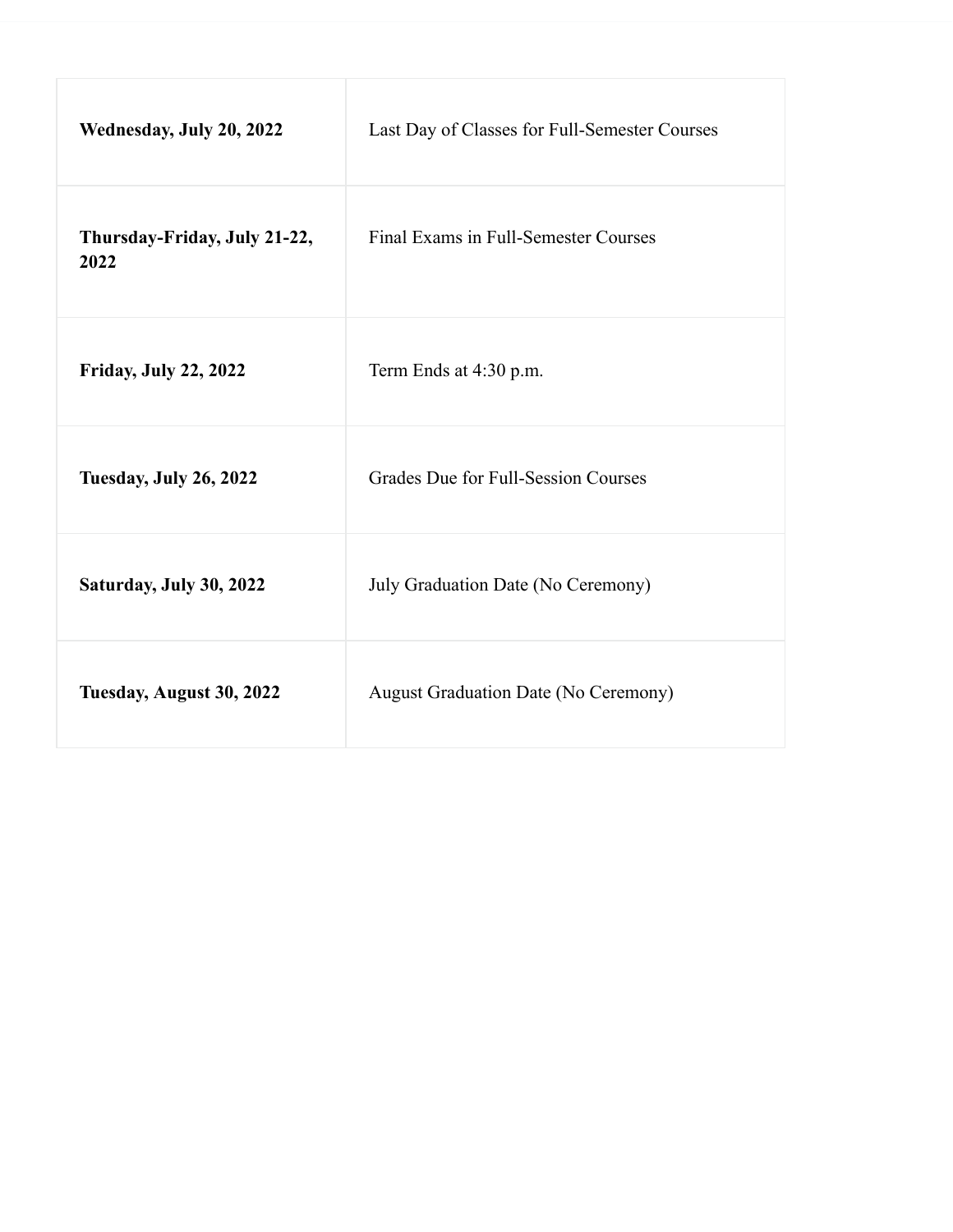| | |
|---|---|
| **Wednesday, July 20, 2022** | Last Day of Classes for Full-Semester Courses |
| **Thursday-Friday, July 21-22, 2022** | Final Exams in Full-Semester Courses |
| **Friday, July 22, 2022** | Term Ends at 4:30 p.m. |
| **Tuesday, July 26, 2022** | Grades Due for Full-Session Courses |
| **Saturday, July 30, 2022** | July Graduation Date (No Ceremony) |
| **Tuesday, August 30, 2022** | August Graduation Date (No Ceremony) |